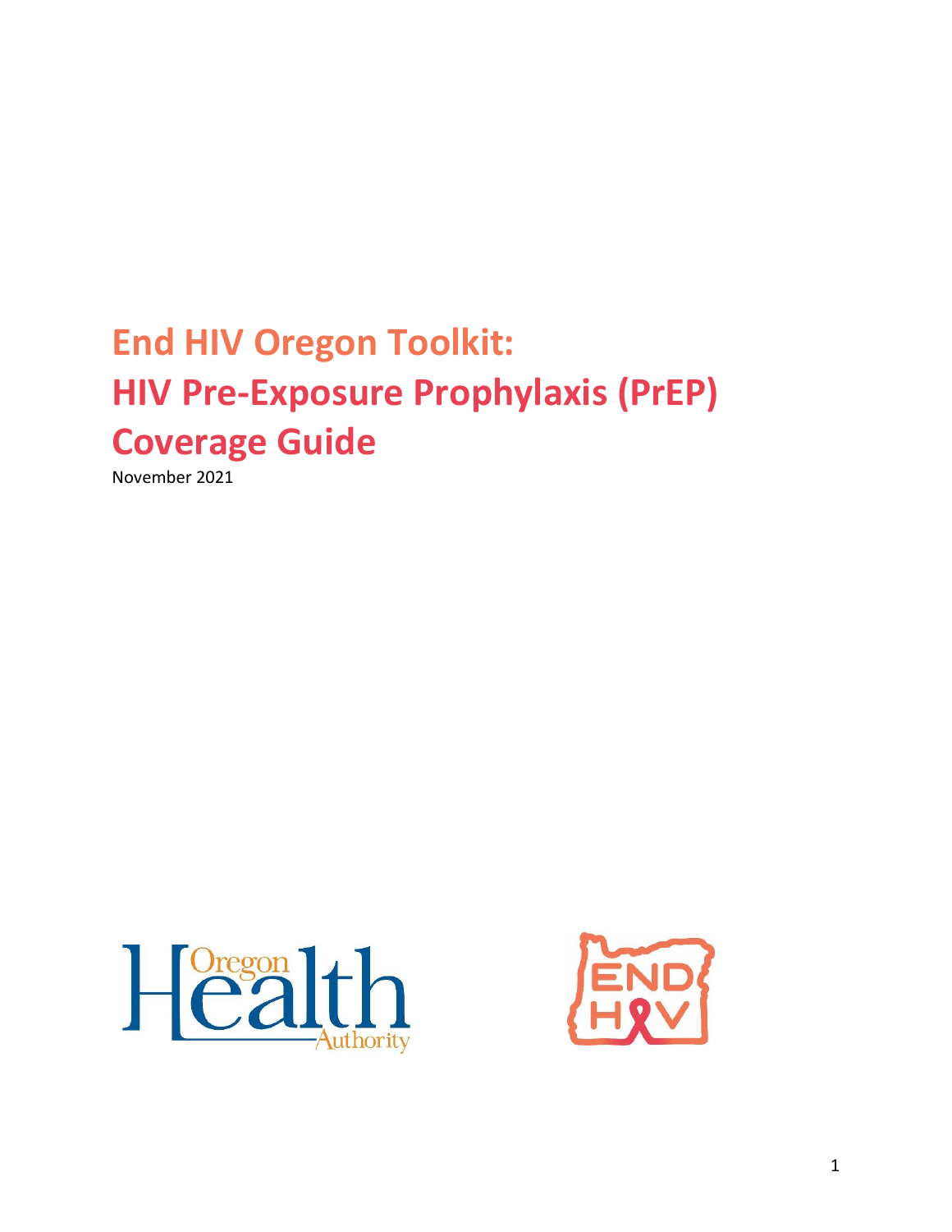# End HIV Oregon Toolkit:
# HIV Pre-Exposure Prophylaxis (PrEP) Coverage Guide

November 2021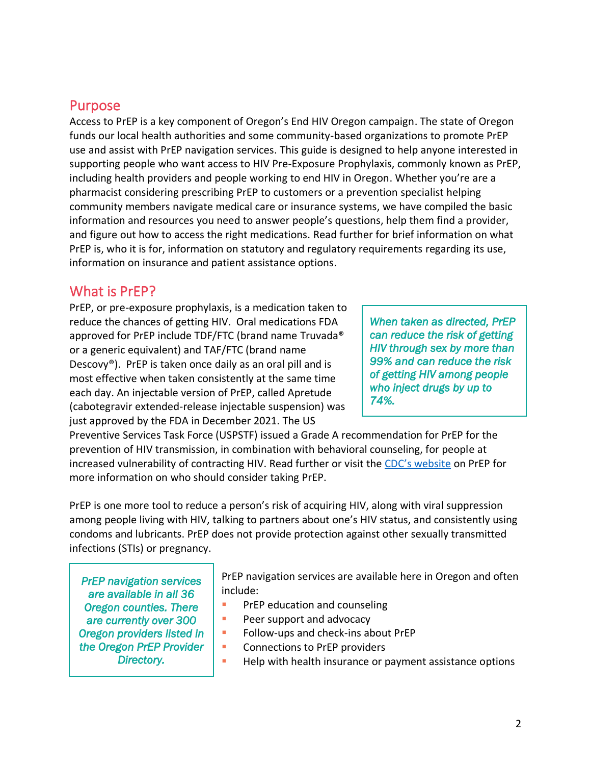## Purpose

Access to PrEP is a key component of Oregon's End HIV Oregon campaign. The state of Oregon funds our local health authorities and some community-based organizations to promote PrEP use and assist with PrEP navigation services. This guide is designed to help anyone interested in supporting people who want access to HIV Pre-Exposure Prophylaxis, commonly known as PrEP, including health providers and people working to end HIV in Oregon. Whether you're are a pharmacist considering prescribing PrEP to customers or a prevention specialist helping community members navigate medical care or insurance systems, we have compiled the basic information and resources you need to answer people's questions, help them find a provider, and figure out how to access the right medications. Read further for brief information on what PrEP is, who it is for, information on statutory and regulatory requirements regarding its use, information on insurance and patient assistance options.

## What is PrEP?

PrEP, or pre-exposure prophylaxis, is a medication taken to reduce the chances of getting HIV. Oral medications FDA approved for PrEP include TDF/FTC (brand name Truvada® or a generic equivalent) and TAF/FTC (brand name Descovy®). PrEP is taken once daily as an oral pill and is most effective when taken consistently at the same time each day. An injectable version of PrEP, called Apretude (cabotegravir extended-release injectable suspension) was just approved by the FDA in December 2021. The US Preventive Services Task Force (USPSTF) issued a Grade A recommendation for PrEP for the prevention of HIV transmission, in combination with behavioral counseling, for people at increased vulnerability of contracting HIV. Read further or visit the CDC's website on PrEP for more information on who should consider taking PrEP.

> *When taken as directed, PrEP can reduce the risk of getting HIV through sex by more than 99% and can reduce the risk of getting HIV among people who inject drugs by up to 74%.*

PrEP is one more tool to reduce a person's risk of acquiring HIV, along with viral suppression among people living with HIV, talking to partners about one's HIV status, and consistently using condoms and lubricants. PrEP does not provide protection against other sexually transmitted infections (STIs) or pregnancy.

> *PrEP navigation services are available in all 36 Oregon counties. There are currently over 300 Oregon providers listed in the Oregon PrEP Provider Directory.*

PrEP navigation services are available here in Oregon and often include:

- PrEP education and counseling
- Peer support and advocacy
- Follow-ups and check-ins about PrEP
- Connections to PrEP providers
- Help with health insurance or payment assistance options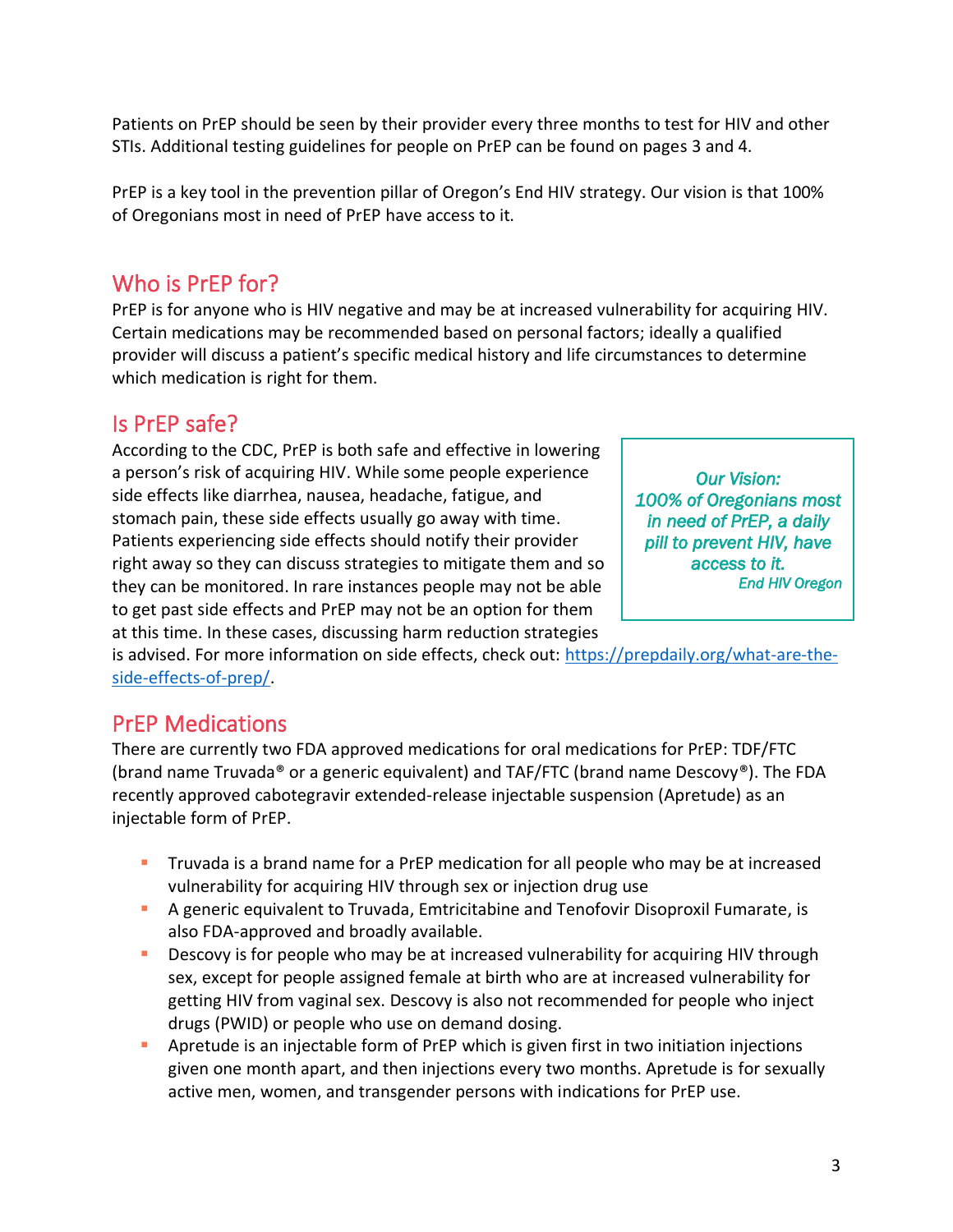Patients on PrEP should be seen by their provider every three months to test for HIV and other STIs. Additional testing guidelines for people on PrEP can be found on pages 3 and 4.

PrEP is a key tool in the prevention pillar of Oregon's End HIV strategy. Our vision is that 100% of Oregonians most in need of PrEP have access to it.

## Who is PrEP for?

PrEP is for anyone who is HIV negative and may be at increased vulnerability for acquiring HIV. Certain medications may be recommended based on personal factors; ideally a qualified provider will discuss a patient's specific medical history and life circumstances to determine which medication is right for them.

## Is PrEP safe?

According to the CDC, PrEP is both safe and effective in lowering a person's risk of acquiring HIV. While some people experience side effects like diarrhea, nausea, headache, fatigue, and stomach pain, these side effects usually go away with time. Patients experiencing side effects should notify their provider right away so they can discuss strategies to mitigate them and so they can be monitored. In rare instances people may not be able to get past side effects and PrEP may not be an option for them at this time. In these cases, discussing harm reduction strategies is advised. For more information on side effects, check out: [https://prepdaily.org/what-are-the-side-effects-of-prep/](https://prepdaily.org/what-are-the-side-effects-of-prep/).

> *Our Vision:*
> *100% of Oregonians most in need of PrEP, a daily pill to prevent HIV, have access to it.*
> *End HIV Oregon*

## PrEP Medications

There are currently two FDA approved medications for oral medications for PrEP: TDF/FTC (brand name Truvada® or a generic equivalent) and TAF/FTC (brand name Descovy®). The FDA recently approved cabotegravir extended-release injectable suspension (Apretude) as an injectable form of PrEP.

- Truvada is a brand name for a PrEP medication for all people who may be at increased vulnerability for acquiring HIV through sex or injection drug use
- A generic equivalent to Truvada, Emtricitabine and Tenofovir Disoproxil Fumarate, is also FDA-approved and broadly available.
- Descovy is for people who may be at increased vulnerability for acquiring HIV through sex, except for people assigned female at birth who are at increased vulnerability for getting HIV from vaginal sex. Descovy is also not recommended for people who inject drugs (PWID) or people who use on demand dosing.
- Apretude is an injectable form of PrEP which is given first in two initiation injections given one month apart, and then injections every two months. Apretude is for sexually active men, women, and transgender persons with indications for PrEP use.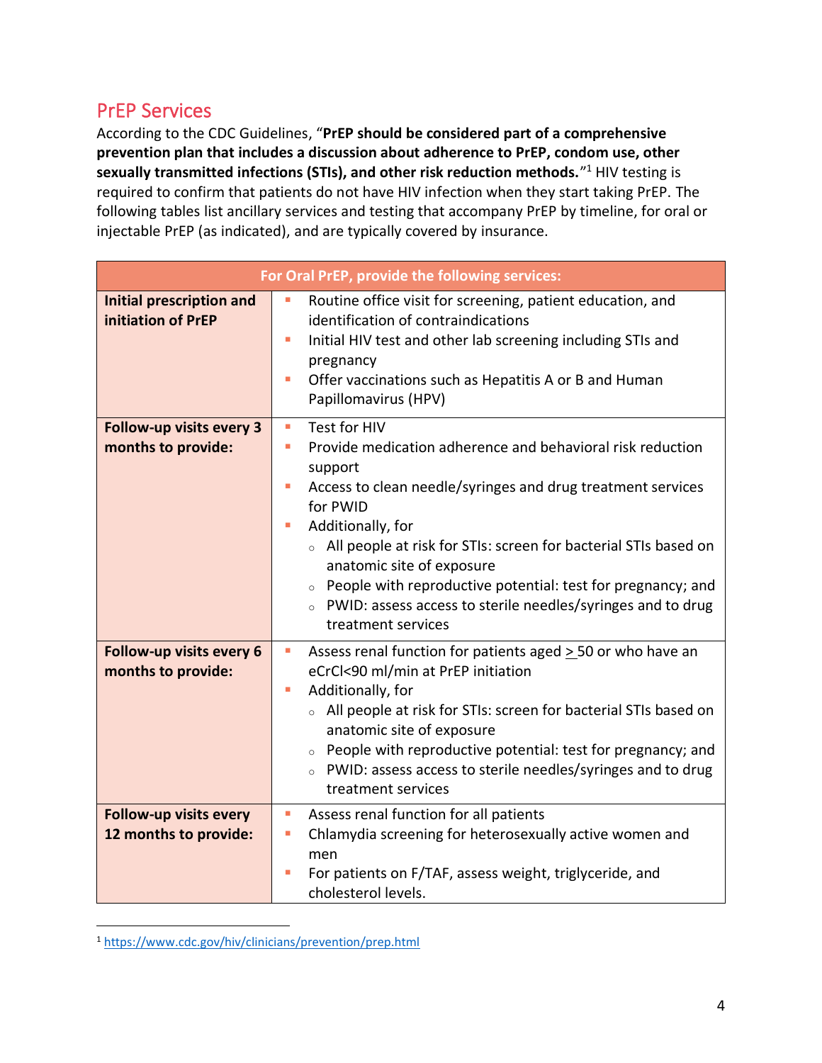## PrEP Services

According to the CDC Guidelines, "**PrEP should be considered part of a comprehensive prevention plan that includes a discussion about adherence to PrEP, condom use, other sexually transmitted infections (STIs), and other risk reduction methods.**"[1] HIV testing is required to confirm that patients do not have HIV infection when they start taking PrEP. The following tables list ancillary services and testing that accompany PrEP by timeline, for oral or injectable PrEP (as indicated), and are typically covered by insurance.

| For Oral PrEP, provide the following services: | |
|---|---|
| **Initial prescription and initiation of PrEP** | ▪ Routine office visit for screening, patient education, and identification of contraindications<br>▪ Initial HIV test and other lab screening including STIs and pregnancy<br>▪ Offer vaccinations such as Hepatitis A or B and Human Papillomavirus (HPV) |
| **Follow-up visits every 3 months to provide:** | ▪ Test for HIV<br>▪ Provide medication adherence and behavioral risk reduction support<br>▪ Access to clean needle/syringes and drug treatment services for PWID<br>▪ Additionally, for<br>  ○ All people at risk for STIs: screen for bacterial STIs based on anatomic site of exposure<br>  ○ People with reproductive potential: test for pregnancy; and<br>  ○ PWID: assess access to sterile needles/syringes and to drug treatment services |
| **Follow-up visits every 6 months to provide:** | ▪ Assess renal function for patients aged ≥ 50 or who have an eCrCl<90 ml/min at PrEP initiation<br>▪ Additionally, for<br>  ○ All people at risk for STIs: screen for bacterial STIs based on anatomic site of exposure<br>  ○ People with reproductive potential: test for pregnancy; and<br>  ○ PWID: assess access to sterile needles/syringes and to drug treatment services |
| **Follow-up visits every 12 months to provide:** | ▪ Assess renal function for all patients<br>▪ Chlamydia screening for heterosexually active women and men<br>▪ For patients on F/TAF, assess weight, triglyceride, and cholesterol levels. |

[1] https://www.cdc.gov/hiv/clinicians/prevention/prep.html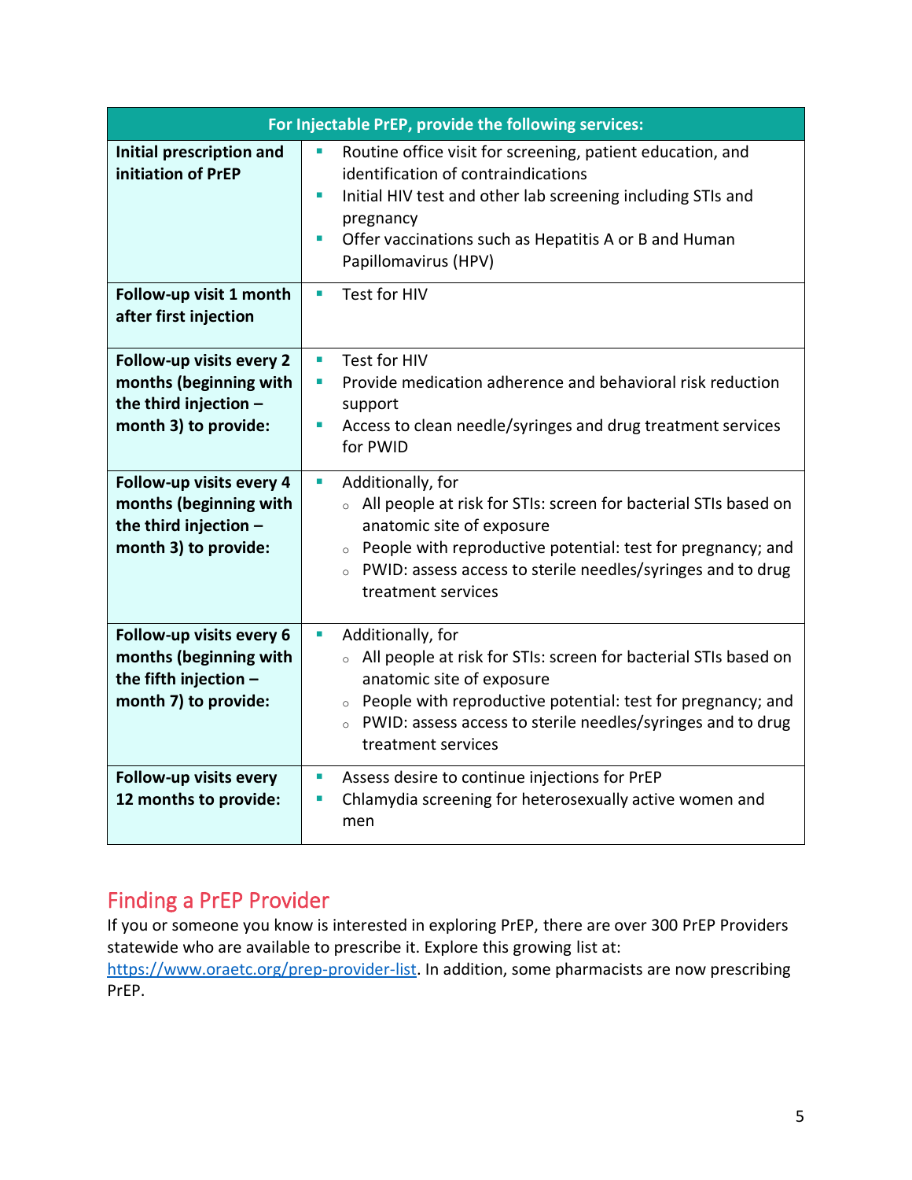| For Injectable PrEP, provide the following services: | |
|---|---|
| **Initial prescription and initiation of PrEP** | ▪ Routine office visit for screening, patient education, and identification of contraindications<br>▪ Initial HIV test and other lab screening including STIs and pregnancy<br>▪ Offer vaccinations such as Hepatitis A or B and Human Papillomavirus (HPV) |
| **Follow-up visit 1 month after first injection** | ▪ Test for HIV |
| **Follow-up visits every 2 months (beginning with the third injection – month 3) to provide:** | ▪ Test for HIV<br>▪ Provide medication adherence and behavioral risk reduction support<br>▪ Access to clean needle/syringes and drug treatment services for PWID |
| **Follow-up visits every 4 months (beginning with the third injection – month 3) to provide:** | ▪ Additionally, for<br>◦ All people at risk for STIs: screen for bacterial STIs based on anatomic site of exposure<br>◦ People with reproductive potential: test for pregnancy; and<br>◦ PWID: assess access to sterile needles/syringes and to drug treatment services |
| **Follow-up visits every 6 months (beginning with the fifth injection – month 7) to provide:** | ▪ Additionally, for<br>◦ All people at risk for STIs: screen for bacterial STIs based on anatomic site of exposure<br>◦ People with reproductive potential: test for pregnancy; and<br>◦ PWID: assess access to sterile needles/syringes and to drug treatment services |
| **Follow-up visits every 12 months to provide:** | ▪ Assess desire to continue injections for PrEP<br>▪ Chlamydia screening for heterosexually active women and men |

## Finding a PrEP Provider

If you or someone you know is interested in exploring PrEP, there are over 300 PrEP Providers statewide who are available to prescribe it. Explore this growing list at: https://www.oraetc.org/prep-provider-list. In addition, some pharmacists are now prescribing PrEP.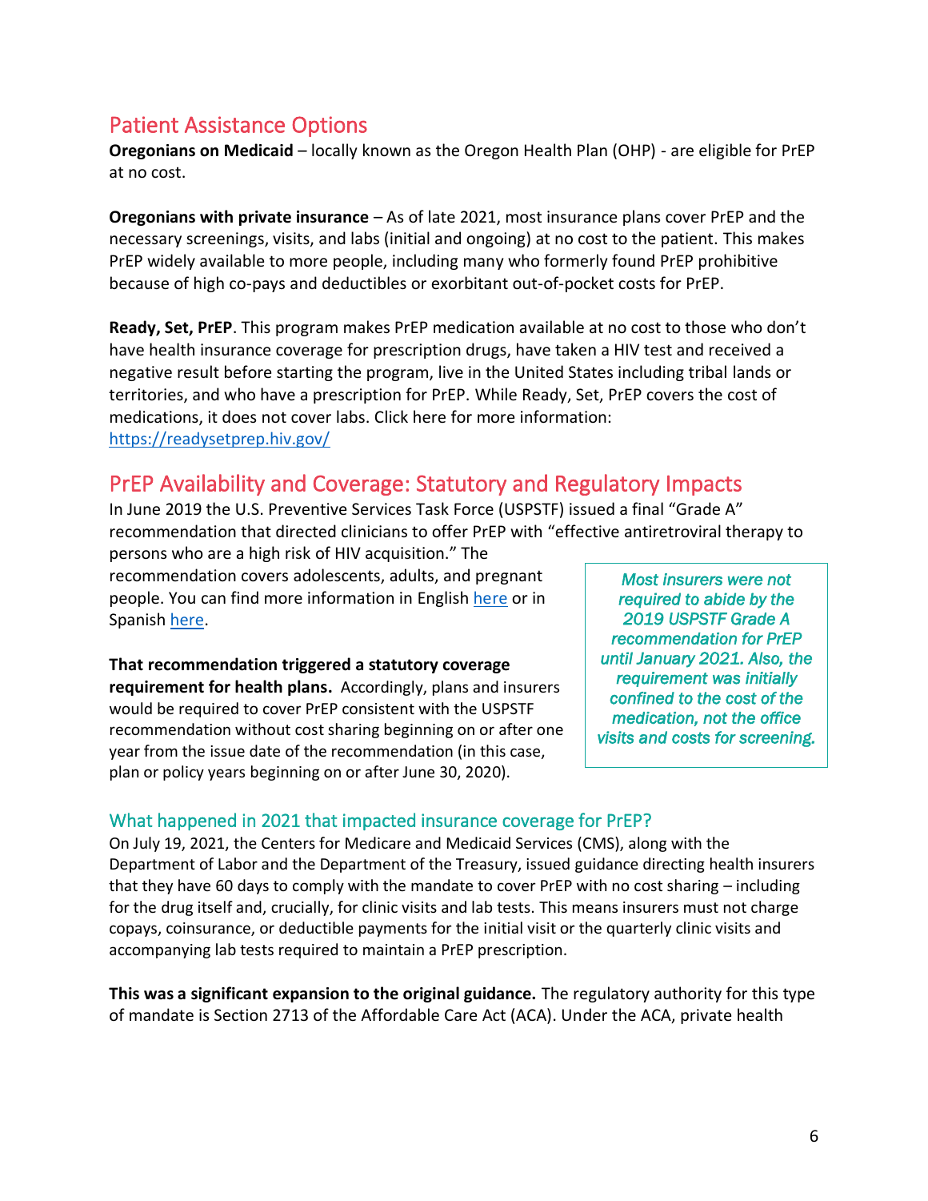## Patient Assistance Options

**Oregonians on Medicaid** – locally known as the Oregon Health Plan (OHP) - are eligible for PrEP at no cost.

**Oregonians with private insurance** – As of late 2021, most insurance plans cover PrEP and the necessary screenings, visits, and labs (initial and ongoing) at no cost to the patient. This makes PrEP widely available to more people, including many who formerly found PrEP prohibitive because of high co-pays and deductibles or exorbitant out-of-pocket costs for PrEP.

**Ready, Set, PrEP**. This program makes PrEP medication available at no cost to those who don't have health insurance coverage for prescription drugs, have taken a HIV test and received a negative result before starting the program, live in the United States including tribal lands or territories, and who have a prescription for PrEP. While Ready, Set, PrEP covers the cost of medications, it does not cover labs. Click here for more information: [https://readysetprep.hiv.gov/](https://readysetprep.hiv.gov/)

## PrEP Availability and Coverage: Statutory and Regulatory Impacts

In June 2019 the U.S. Preventive Services Task Force (USPSTF) issued a final "Grade A" recommendation that directed clinicians to offer PrEP with "effective antiretroviral therapy to persons who are a high risk of HIV acquisition." The recommendation covers adolescents, adults, and pregnant people. You can find more information in English [here]() or in Spanish [here]().

**That recommendation triggered a statutory coverage requirement for health plans.** Accordingly, plans and insurers would be required to cover PrEP consistent with the USPSTF recommendation without cost sharing beginning on or after one year from the issue date of the recommendation (in this case, plan or policy years beginning on or after June 30, 2020).

> *Most insurers were not required to abide by the 2019 USPSTF Grade A recommendation for PrEP until January 2021. Also, the requirement was initially confined to the cost of the medication, not the office visits and costs for screening.*

### What happened in 2021 that impacted insurance coverage for PrEP?

On July 19, 2021, the Centers for Medicare and Medicaid Services (CMS), along with the Department of Labor and the Department of the Treasury, issued guidance directing health insurers that they have 60 days to comply with the mandate to cover PrEP with no cost sharing – including for the drug itself and, crucially, for clinic visits and lab tests. This means insurers must not charge copays, coinsurance, or deductible payments for the initial visit or the quarterly clinic visits and accompanying lab tests required to maintain a PrEP prescription.

**This was a significant expansion to the original guidance.** The regulatory authority for this type of mandate is Section 2713 of the Affordable Care Act (ACA). Under the ACA, private health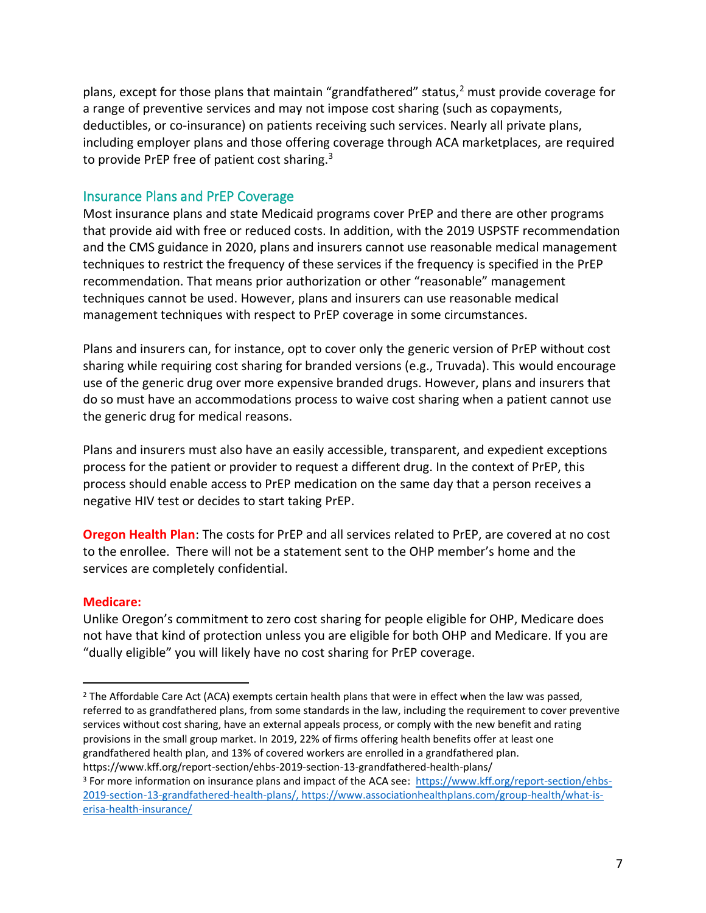plans, except for those plans that maintain "grandfathered" status,[2] must provide coverage for a range of preventive services and may not impose cost sharing (such as copayments, deductibles, or co-insurance) on patients receiving such services. Nearly all private plans, including employer plans and those offering coverage through ACA marketplaces, are required to provide PrEP free of patient cost sharing.[3]

## Insurance Plans and PrEP Coverage

Most insurance plans and state Medicaid programs cover PrEP and there are other programs that provide aid with free or reduced costs. In addition, with the 2019 USPSTF recommendation and the CMS guidance in 2020, plans and insurers cannot use reasonable medical management techniques to restrict the frequency of these services if the frequency is specified in the PrEP recommendation. That means prior authorization or other "reasonable" management techniques cannot be used. However, plans and insurers can use reasonable medical management techniques with respect to PrEP coverage in some circumstances.

Plans and insurers can, for instance, opt to cover only the generic version of PrEP without cost sharing while requiring cost sharing for branded versions (e.g., Truvada). This would encourage use of the generic drug over more expensive branded drugs. However, plans and insurers that do so must have an accommodations process to waive cost sharing when a patient cannot use the generic drug for medical reasons.

Plans and insurers must also have an easily accessible, transparent, and expedient exceptions process for the patient or provider to request a different drug. In the context of PrEP, this process should enable access to PrEP medication on the same day that a person receives a negative HIV test or decides to start taking PrEP.

**Oregon Health Plan**: The costs for PrEP and all services related to PrEP, are covered at no cost to the enrollee. There will not be a statement sent to the OHP member's home and the services are completely confidential.

**Medicare:**

Unlike Oregon's commitment to zero cost sharing for people eligible for OHP, Medicare does not have that kind of protection unless you are eligible for both OHP and Medicare. If you are "dually eligible" you will likely have no cost sharing for PrEP coverage.

---

[2] The Affordable Care Act (ACA) exempts certain health plans that were in effect when the law was passed, referred to as grandfathered plans, from some standards in the law, including the requirement to cover preventive services without cost sharing, have an external appeals process, or comply with the new benefit and rating provisions in the small group market. In 2019, 22% of firms offering health benefits offer at least one grandfathered health plan, and 13% of covered workers are enrolled in a grandfathered plan. https://www.kff.org/report-section/ehbs-2019-section-13-grandfathered-health-plans/

[3] For more information on insurance plans and impact of the ACA see: https://www.kff.org/report-section/ehbs-2019-section-13-grandfathered-health-plans/, https://www.associationhealthplans.com/group-health/what-is-erisa-health-insurance/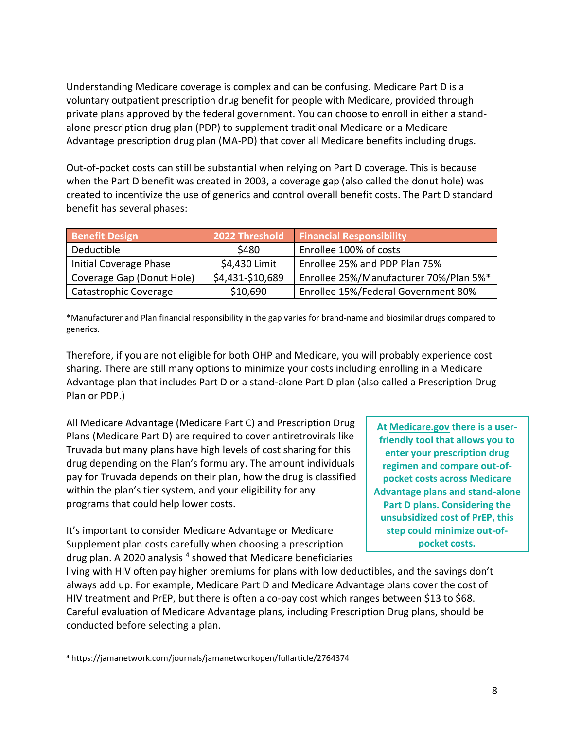Understanding Medicare coverage is complex and can be confusing. Medicare Part D is a voluntary outpatient prescription drug benefit for people with Medicare, provided through private plans approved by the federal government. You can choose to enroll in either a stand-alone prescription drug plan (PDP) to supplement traditional Medicare or a Medicare Advantage prescription drug plan (MA-PD) that cover all Medicare benefits including drugs.

Out-of-pocket costs can still be substantial when relying on Part D coverage. This is because when the Part D benefit was created in 2003, a coverage gap (also called the donut hole) was created to incentivize the use of generics and control overall benefit costs. The Part D standard benefit has several phases:

| Benefit Design | 2022 Threshold | Financial Responsibility |
|---|---|---|
| Deductible | $480 | Enrollee 100% of costs |
| Initial Coverage Phase | $4,430 Limit | Enrollee 25% and PDP Plan 75% |
| Coverage Gap (Donut Hole) | $4,431-$10,689 | Enrollee 25%/Manufacturer 70%/Plan 5%* |
| Catastrophic Coverage | $10,690 | Enrollee 15%/Federal Government 80% |

*Manufacturer and Plan financial responsibility in the gap varies for brand-name and biosimilar drugs compared to generics.

Therefore, if you are not eligible for both OHP and Medicare, you will probably experience cost sharing. There are still many options to minimize your costs including enrolling in a Medicare Advantage plan that includes Part D or a stand-alone Part D plan (also called a Prescription Drug Plan or PDP.)

All Medicare Advantage (Medicare Part C) and Prescription Drug Plans (Medicare Part D) are required to cover antiretrovirals like Truvada but many plans have high levels of cost sharing for this drug depending on the Plan's formulary. The amount individuals pay for Truvada depends on their plan, how the drug is classified within the plan's tier system, and your eligibility for any programs that could help lower costs.

**At Medicare.gov there is a user-friendly tool that allows you to enter your prescription drug regimen and compare out-of-pocket costs across Medicare Advantage plans and stand-alone Part D plans. Considering the unsubsidized cost of PrEP, this step could minimize out-of-pocket costs.**

It's important to consider Medicare Advantage or Medicare Supplement plan costs carefully when choosing a prescription drug plan. A 2020 analysis [4] showed that Medicare beneficiaries living with HIV often pay higher premiums for plans with low deductibles, and the savings don't always add up. For example, Medicare Part D and Medicare Advantage plans cover the cost of HIV treatment and PrEP, but there is often a co-pay cost which ranges between $13 to $68. Careful evaluation of Medicare Advantage plans, including Prescription Drug plans, should be conducted before selecting a plan.

[4] https://jamanetwork.com/journals/jamanetworkopen/fullarticle/2764374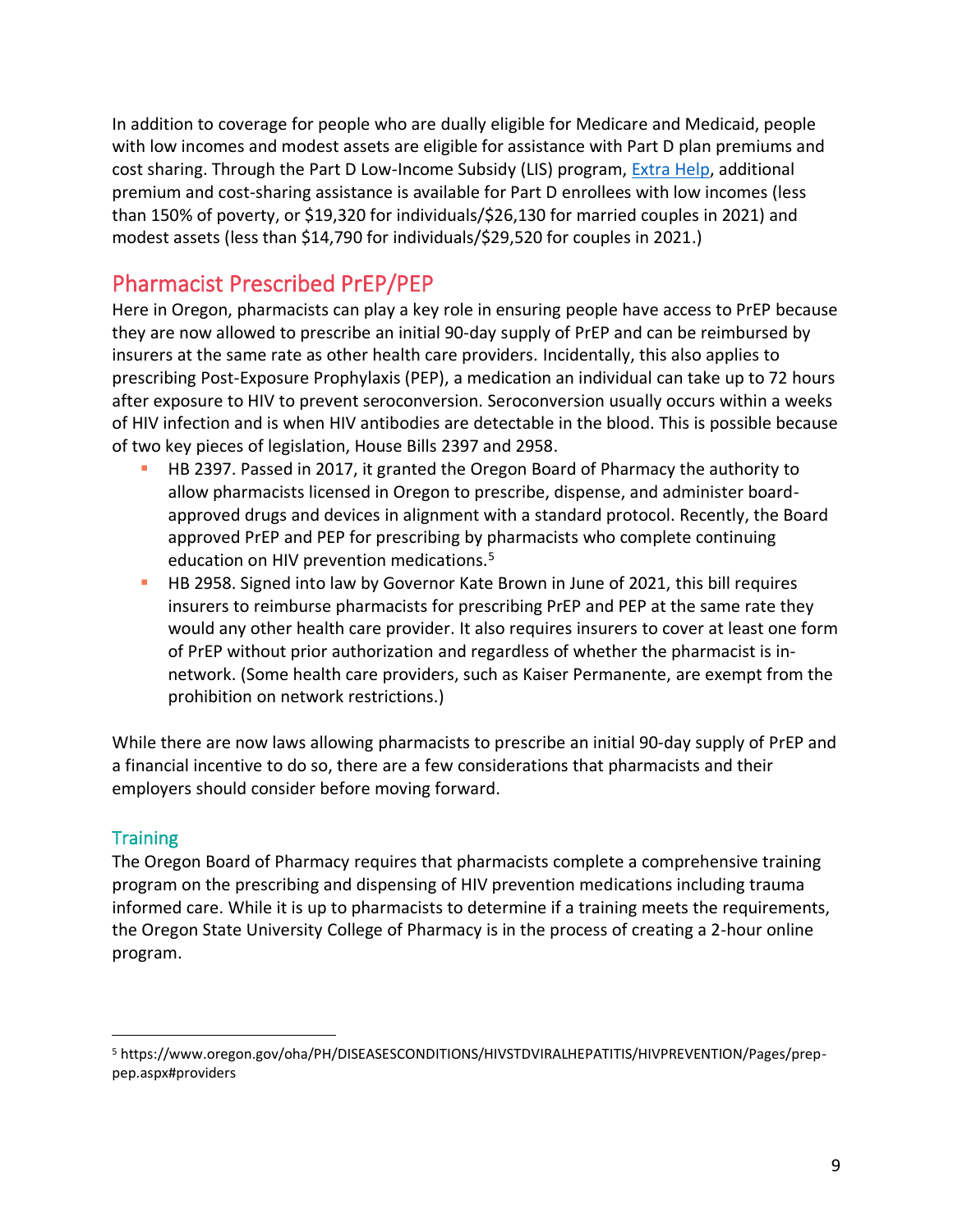In addition to coverage for people who are dually eligible for Medicare and Medicaid, people with low incomes and modest assets are eligible for assistance with Part D plan premiums and cost sharing. Through the Part D Low-Income Subsidy (LIS) program, [Extra Help](), additional premium and cost-sharing assistance is available for Part D enrollees with low incomes (less than 150% of poverty, or $19,320 for individuals/$26,130 for married couples in 2021) and modest assets (less than $14,790 for individuals/$29,520 for couples in 2021.)

## Pharmacist Prescribed PrEP/PEP

Here in Oregon, pharmacists can play a key role in ensuring people have access to PrEP because they are now allowed to prescribe an initial 90-day supply of PrEP and can be reimbursed by insurers at the same rate as other health care providers. Incidentally, this also applies to prescribing Post-Exposure Prophylaxis (PEP), a medication an individual can take up to 72 hours after exposure to HIV to prevent seroconversion. Seroconversion usually occurs within a weeks of HIV infection and is when HIV antibodies are detectable in the blood. This is possible because of two key pieces of legislation, House Bills 2397 and 2958.

- HB 2397. Passed in 2017, it granted the Oregon Board of Pharmacy the authority to allow pharmacists licensed in Oregon to prescribe, dispense, and administer board-approved drugs and devices in alignment with a standard protocol. Recently, the Board approved PrEP and PEP for prescribing by pharmacists who complete continuing education on HIV prevention medications.[5]
- HB 2958. Signed into law by Governor Kate Brown in June of 2021, this bill requires insurers to reimburse pharmacists for prescribing PrEP and PEP at the same rate they would any other health care provider. It also requires insurers to cover at least one form of PrEP without prior authorization and regardless of whether the pharmacist is in-network. (Some health care providers, such as Kaiser Permanente, are exempt from the prohibition on network restrictions.)

While there are now laws allowing pharmacists to prescribe an initial 90-day supply of PrEP and a financial incentive to do so, there are a few considerations that pharmacists and their employers should consider before moving forward.

### Training

The Oregon Board of Pharmacy requires that pharmacists complete a comprehensive training program on the prescribing and dispensing of HIV prevention medications including trauma informed care. While it is up to pharmacists to determine if a training meets the requirements, the Oregon State University College of Pharmacy is in the process of creating a 2-hour online program.

---

[5] https://www.oregon.gov/oha/PH/DISEASESCONDITIONS/HIVSTDVIRALHEPATITIS/HIVPREVENTION/Pages/prep-pep.aspx#providers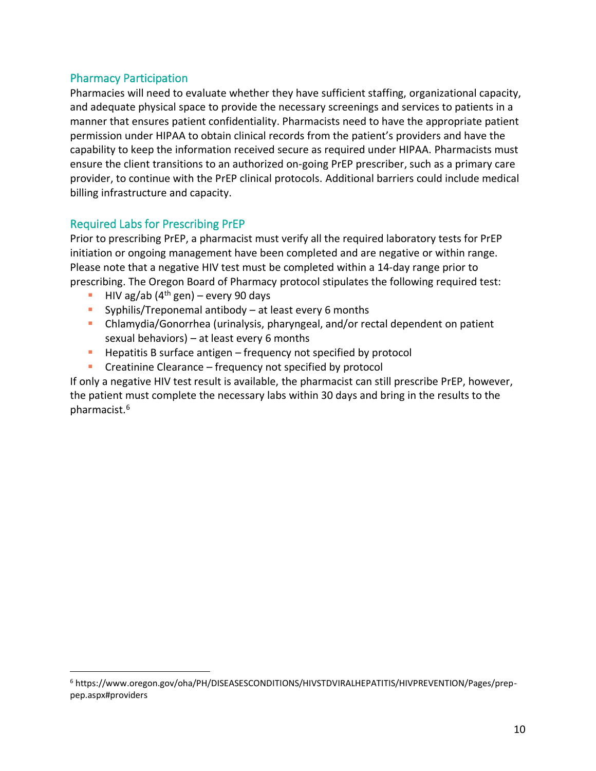## Pharmacy Participation

Pharmacies will need to evaluate whether they have sufficient staffing, organizational capacity, and adequate physical space to provide the necessary screenings and services to patients in a manner that ensures patient confidentiality. Pharmacists need to have the appropriate patient permission under HIPAA to obtain clinical records from the patient's providers and have the capability to keep the information received secure as required under HIPAA. Pharmacists must ensure the client transitions to an authorized on-going PrEP prescriber, such as a primary care provider, to continue with the PrEP clinical protocols. Additional barriers could include medical billing infrastructure and capacity.

## Required Labs for Prescribing PrEP

Prior to prescribing PrEP, a pharmacist must verify all the required laboratory tests for PrEP initiation or ongoing management have been completed and are negative or within range. Please note that a negative HIV test must be completed within a 14-day range prior to prescribing. The Oregon Board of Pharmacy protocol stipulates the following required test:

- HIV ag/ab (4th gen) – every 90 days
- Syphilis/Treponemal antibody – at least every 6 months
- Chlamydia/Gonorrhea (urinalysis, pharyngeal, and/or rectal dependent on patient sexual behaviors) – at least every 6 months
- Hepatitis B surface antigen – frequency not specified by protocol
- Creatinine Clearance – frequency not specified by protocol

If only a negative HIV test result is available, the pharmacist can still prescribe PrEP, however, the patient must complete the necessary labs within 30 days and bring in the results to the pharmacist.[6]

[6] https://www.oregon.gov/oha/PH/DISEASESCONDITIONS/HIVSTDVIRALHEPATITIS/HIVPREVENTION/Pages/prep-pep.aspx#providers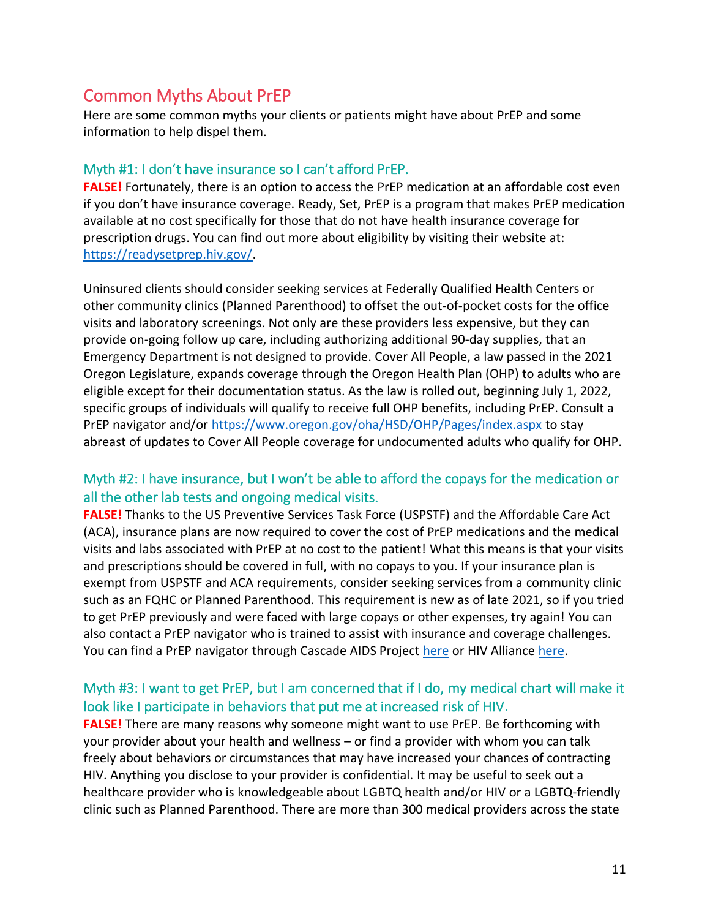## Common Myths About PrEP

Here are some common myths your clients or patients might have about PrEP and some information to help dispel them.

### Myth #1: I don't have insurance so I can't afford PrEP.

**FALSE!** Fortunately, there is an option to access the PrEP medication at an affordable cost even if you don't have insurance coverage. Ready, Set, PrEP is a program that makes PrEP medication available at no cost specifically for those that do not have health insurance coverage for prescription drugs. You can find out more about eligibility by visiting their website at: [https://readysetprep.hiv.gov/](https://readysetprep.hiv.gov/).

Uninsured clients should consider seeking services at Federally Qualified Health Centers or other community clinics (Planned Parenthood) to offset the out-of-pocket costs for the office visits and laboratory screenings. Not only are these providers less expensive, but they can provide on-going follow up care, including authorizing additional 90-day supplies, that an Emergency Department is not designed to provide. Cover All People, a law passed in the 2021 Oregon Legislature, expands coverage through the Oregon Health Plan (OHP) to adults who are eligible except for their documentation status. As the law is rolled out, beginning July 1, 2022, specific groups of individuals will qualify to receive full OHP benefits, including PrEP. Consult a PrEP navigator and/or [https://www.oregon.gov/oha/HSD/OHP/Pages/index.aspx](https://www.oregon.gov/oha/HSD/OHP/Pages/index.aspx) to stay abreast of updates to Cover All People coverage for undocumented adults who qualify for OHP.

### Myth #2: I have insurance, but I won't be able to afford the copays for the medication or all the other lab tests and ongoing medical visits.

**FALSE!** Thanks to the US Preventive Services Task Force (USPSTF) and the Affordable Care Act (ACA), insurance plans are now required to cover the cost of PrEP medications and the medical visits and labs associated with PrEP at no cost to the patient! What this means is that your visits and prescriptions should be covered in full, with no copays to you. If your insurance plan is exempt from USPSTF and ACA requirements, consider seeking services from a community clinic such as an FQHC or Planned Parenthood. This requirement is new as of late 2021, so if you tried to get PrEP previously and were faced with large copays or other expenses, try again! You can also contact a PrEP navigator who is trained to assist with insurance and coverage challenges. You can find a PrEP navigator through Cascade AIDS Project here or HIV Alliance here.

### Myth #3: I want to get PrEP, but I am concerned that if I do, my medical chart will make it look like I participate in behaviors that put me at increased risk of HIV.

**FALSE!** There are many reasons why someone might want to use PrEP. Be forthcoming with your provider about your health and wellness – or find a provider with whom you can talk freely about behaviors or circumstances that may have increased your chances of contracting HIV. Anything you disclose to your provider is confidential. It may be useful to seek out a healthcare provider who is knowledgeable about LGBTQ health and/or HIV or a LGBTQ-friendly clinic such as Planned Parenthood. There are more than 300 medical providers across the state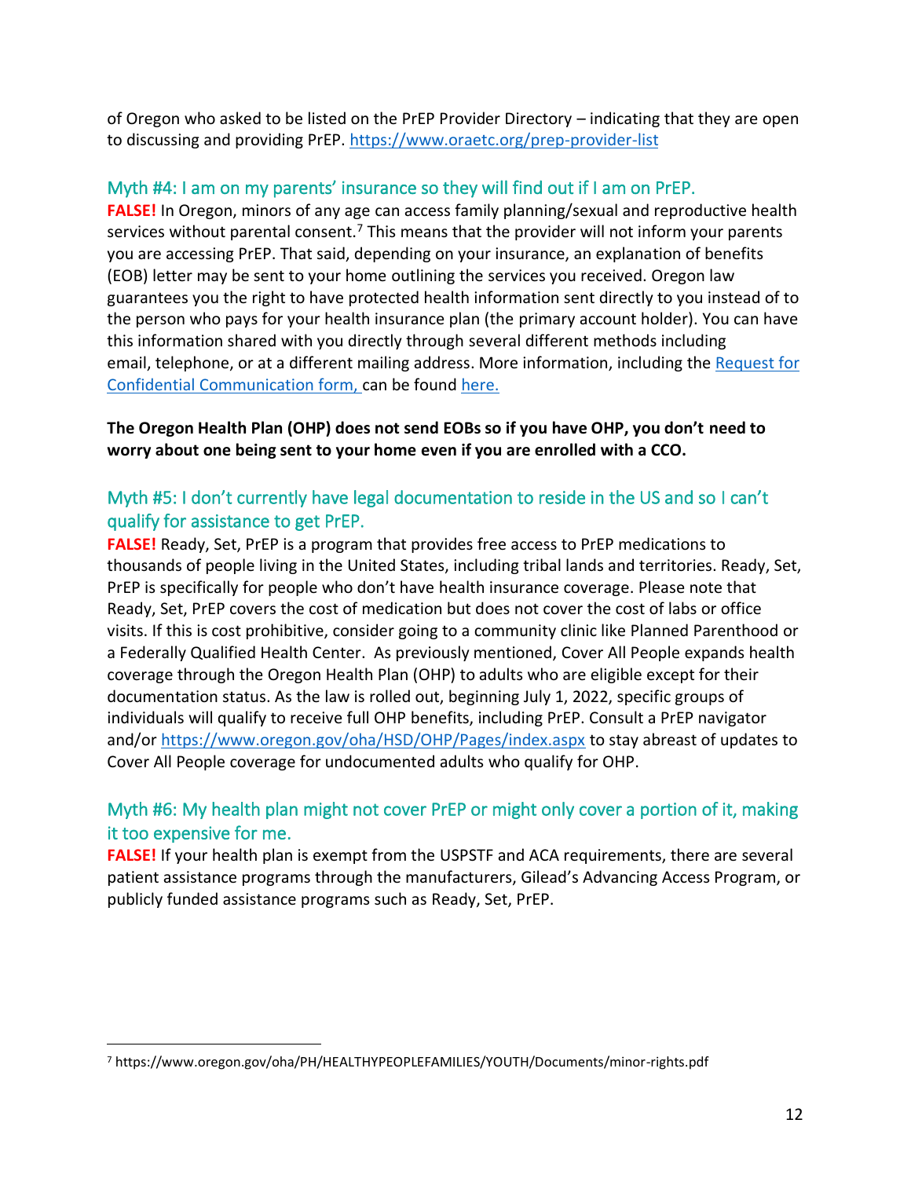of Oregon who asked to be listed on the PrEP Provider Directory – indicating that they are open to discussing and providing PrEP. https://www.oraetc.org/prep-provider-list

## Myth #4: I am on my parents' insurance so they will find out if I am on PrEP.

**FALSE!** In Oregon, minors of any age can access family planning/sexual and reproductive health services without parental consent.[7] This means that the provider will not inform your parents you are accessing PrEP. That said, depending on your insurance, an explanation of benefits (EOB) letter may be sent to your home outlining the services you received. Oregon law guarantees you the right to have protected health information sent directly to you instead of to the person who pays for your health insurance plan (the primary account holder). You can have this information shared with you directly through several different methods including email, telephone, or at a different mailing address. More information, including the Request for Confidential Communication form, can be found here.

**The Oregon Health Plan (OHP) does not send EOBs so if you have OHP, you don't need to worry about one being sent to your home even if you are enrolled with a CCO.**

## Myth #5: I don't currently have legal documentation to reside in the US and so I can't qualify for assistance to get PrEP.

**FALSE!** Ready, Set, PrEP is a program that provides free access to PrEP medications to thousands of people living in the United States, including tribal lands and territories. Ready, Set, PrEP is specifically for people who don't have health insurance coverage. Please note that Ready, Set, PrEP covers the cost of medication but does not cover the cost of labs or office visits. If this is cost prohibitive, consider going to a community clinic like Planned Parenthood or a Federally Qualified Health Center. As previously mentioned, Cover All People expands health coverage through the Oregon Health Plan (OHP) to adults who are eligible except for their documentation status. As the law is rolled out, beginning July 1, 2022, specific groups of individuals will qualify to receive full OHP benefits, including PrEP. Consult a PrEP navigator and/or https://www.oregon.gov/oha/HSD/OHP/Pages/index.aspx to stay abreast of updates to Cover All People coverage for undocumented adults who qualify for OHP.

## Myth #6: My health plan might not cover PrEP or might only cover a portion of it, making it too expensive for me.

**FALSE!** If your health plan is exempt from the USPSTF and ACA requirements, there are several patient assistance programs through the manufacturers, Gilead's Advancing Access Program, or publicly funded assistance programs such as Ready, Set, PrEP.

---

[7] https://www.oregon.gov/oha/PH/HEALTHYPEOPLEFAMILIES/YOUTH/Documents/minor-rights.pdf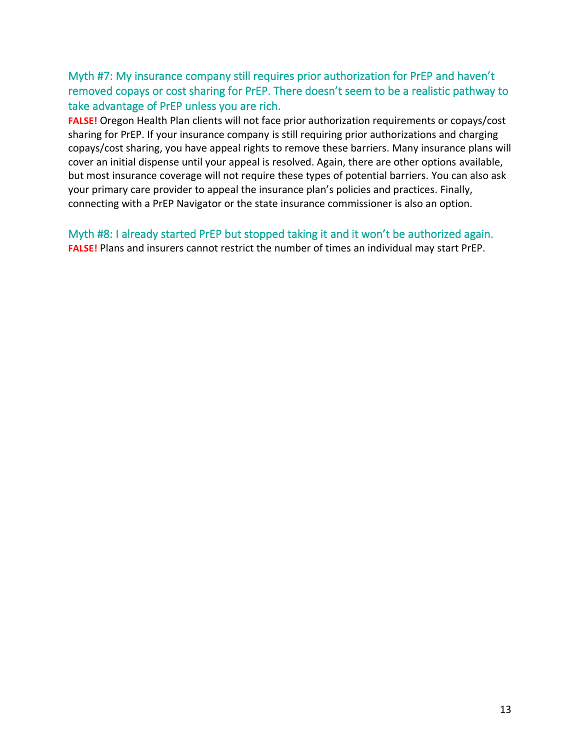### Myth #7: My insurance company still requires prior authorization for PrEP and haven't removed copays or cost sharing for PrEP. There doesn't seem to be a realistic pathway to take advantage of PrEP unless you are rich.

**FALSE!** Oregon Health Plan clients will not face prior authorization requirements or copays/cost sharing for PrEP. If your insurance company is still requiring prior authorizations and charging copays/cost sharing, you have appeal rights to remove these barriers. Many insurance plans will cover an initial dispense until your appeal is resolved. Again, there are other options available, but most insurance coverage will not require these types of potential barriers. You can also ask your primary care provider to appeal the insurance plan's policies and practices. Finally, connecting with a PrEP Navigator or the state insurance commissioner is also an option.

### Myth #8: I already started PrEP but stopped taking it and it won't be authorized again.

**FALSE!** Plans and insurers cannot restrict the number of times an individual may start PrEP.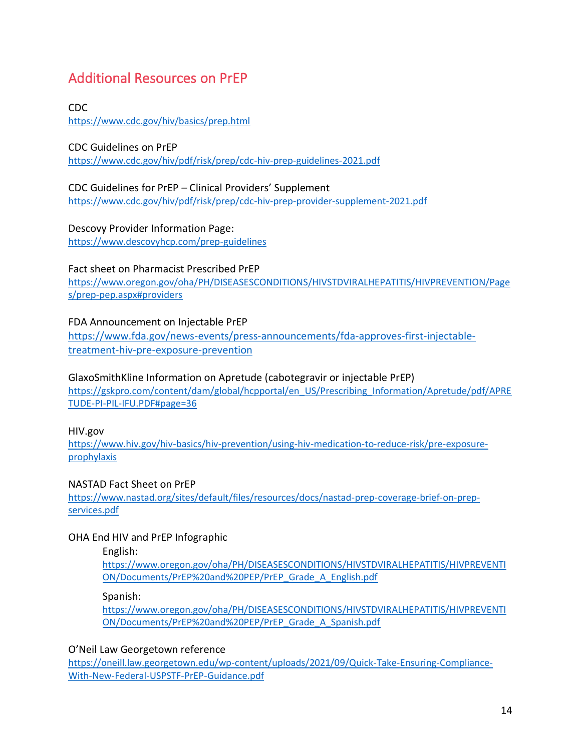## Additional Resources on PrEP

CDC
https://www.cdc.gov/hiv/basics/prep.html

CDC Guidelines on PrEP
https://www.cdc.gov/hiv/pdf/risk/prep/cdc-hiv-prep-guidelines-2021.pdf

CDC Guidelines for PrEP – Clinical Providers' Supplement
https://www.cdc.gov/hiv/pdf/risk/prep/cdc-hiv-prep-provider-supplement-2021.pdf

Descovy Provider Information Page:
https://www.descovyhcp.com/prep-guidelines

Fact sheet on Pharmacist Prescribed PrEP
https://www.oregon.gov/oha/PH/DISEASESCONDITIONS/HIVSTDVIRALHEPATITIS/HIVPREVENTION/Pages/prep-pep.aspx#providers

FDA Announcement on Injectable PrEP
https://www.fda.gov/news-events/press-announcements/fda-approves-first-injectable-treatment-hiv-pre-exposure-prevention

GlaxoSmithKline Information on Apretude (cabotegravir or injectable PrEP)
https://gskpro.com/content/dam/global/hcpportal/en_US/Prescribing_Information/Apretude/pdf/APRETUDE-PI-PIL-IFU.PDF#page=36

HIV.gov
https://www.hiv.gov/hiv-basics/hiv-prevention/using-hiv-medication-to-reduce-risk/pre-exposure-prophylaxis

NASTAD Fact Sheet on PrEP
https://www.nastad.org/sites/default/files/resources/docs/nastad-prep-coverage-brief-on-prep-services.pdf

OHA End HIV and PrEP Infographic

- English:
  https://www.oregon.gov/oha/PH/DISEASESCONDITIONS/HIVSTDVIRALHEPATITIS/HIVPREVENTION/Documents/PrEP%20and%20PEP/PrEP_Grade_A_English.pdf
- Spanish:
  https://www.oregon.gov/oha/PH/DISEASESCONDITIONS/HIVSTDVIRALHEPATITIS/HIVPREVENTION/Documents/PrEP%20and%20PEP/PrEP_Grade_A_Spanish.pdf

O'Neil Law Georgetown reference
https://oneill.law.georgetown.edu/wp-content/uploads/2021/09/Quick-Take-Ensuring-Compliance-With-New-Federal-USPSTF-PrEP-Guidance.pdf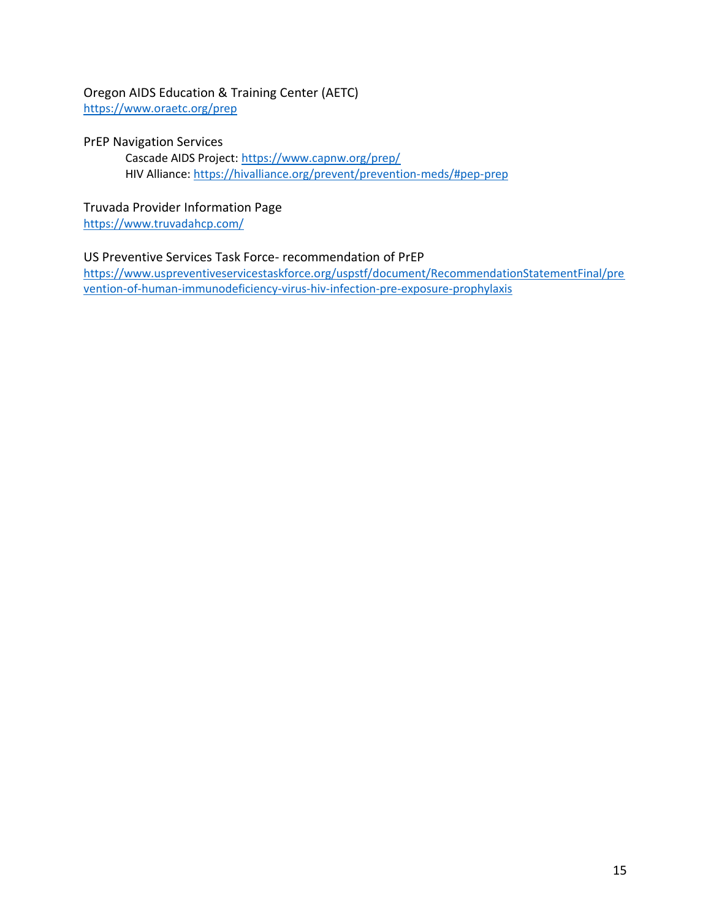Oregon AIDS Education & Training Center (AETC)
https://www.oraetc.org/prep

PrEP Navigation Services

Cascade AIDS Project: https://www.capnw.org/prep/
HIV Alliance: https://hivalliance.org/prevent/prevention-meds/#pep-prep

Truvada Provider Information Page
https://www.truvadahcp.com/

US Preventive Services Task Force- recommendation of PrEP
https://www.uspreventiveservicestaskforce.org/uspstf/document/RecommendationStatementFinal/prevention-of-human-immunodeficiency-virus-hiv-infection-pre-exposure-prophylaxis